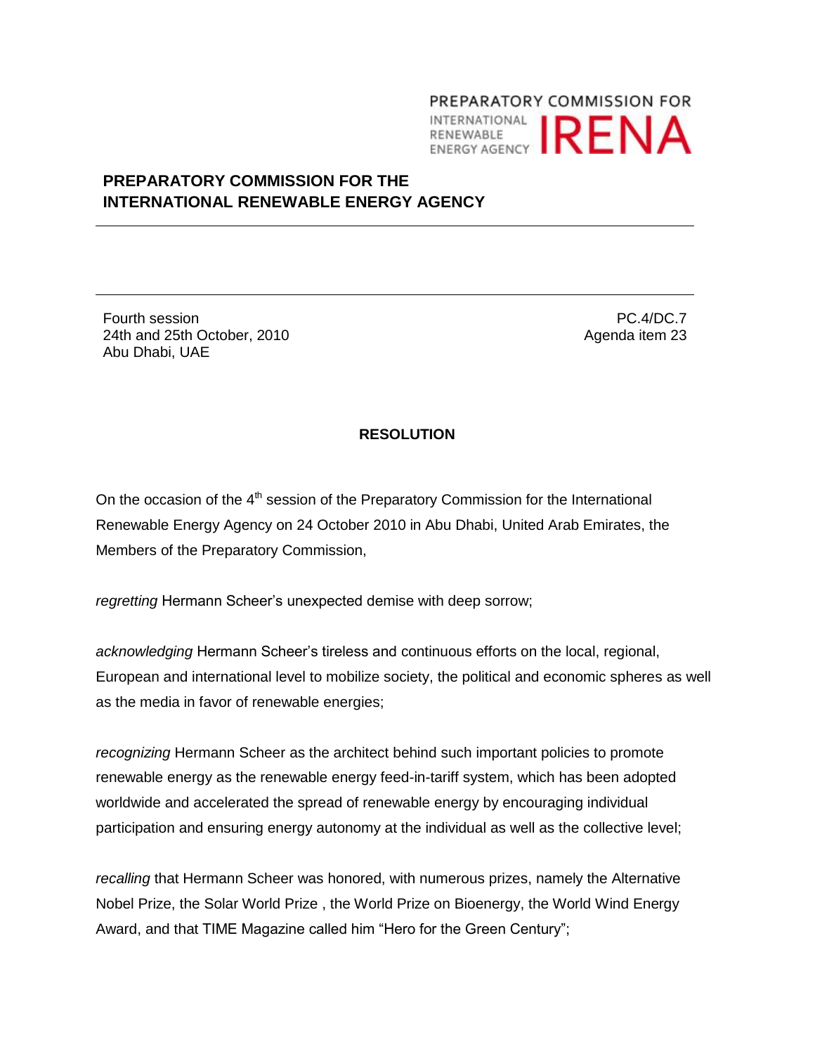PREPARATORY COMMISSION FOR INTERNATIONAL RENEWABLE ENERGY AGENCY IRENA

**PREPARATORY COMMISSION FOR THE INTERNATIONAL RENEWABLE ENERGY AGENCY**

---

---

Fourth session
24th and 25th October, 2010
Abu Dhabi, UAE

PC.4/DC.7
Agenda item 23

**RESOLUTION**

On the occasion of the 4th session of the Preparatory Commission for the International Renewable Energy Agency on 24 October 2010 in Abu Dhabi, United Arab Emirates, the Members of the Preparatory Commission,

*regretting* Hermann Scheer's unexpected demise with deep sorrow;

*acknowledging* Hermann Scheer's tireless and continuous efforts on the local, regional, European and international level to mobilize society, the political and economic spheres as well as the media in favor of renewable energies;

*recognizing* Hermann Scheer as the architect behind such important policies to promote renewable energy as the renewable energy feed-in-tariff system, which has been adopted worldwide and accelerated the spread of renewable energy by encouraging individual participation and ensuring energy autonomy at the individual as well as the collective level;

*recalling* that Hermann Scheer was honored, with numerous prizes, namely the Alternative Nobel Prize, the Solar World Prize , the World Prize on Bioenergy, the World Wind Energy Award, and that TIME Magazine called him "Hero for the Green Century";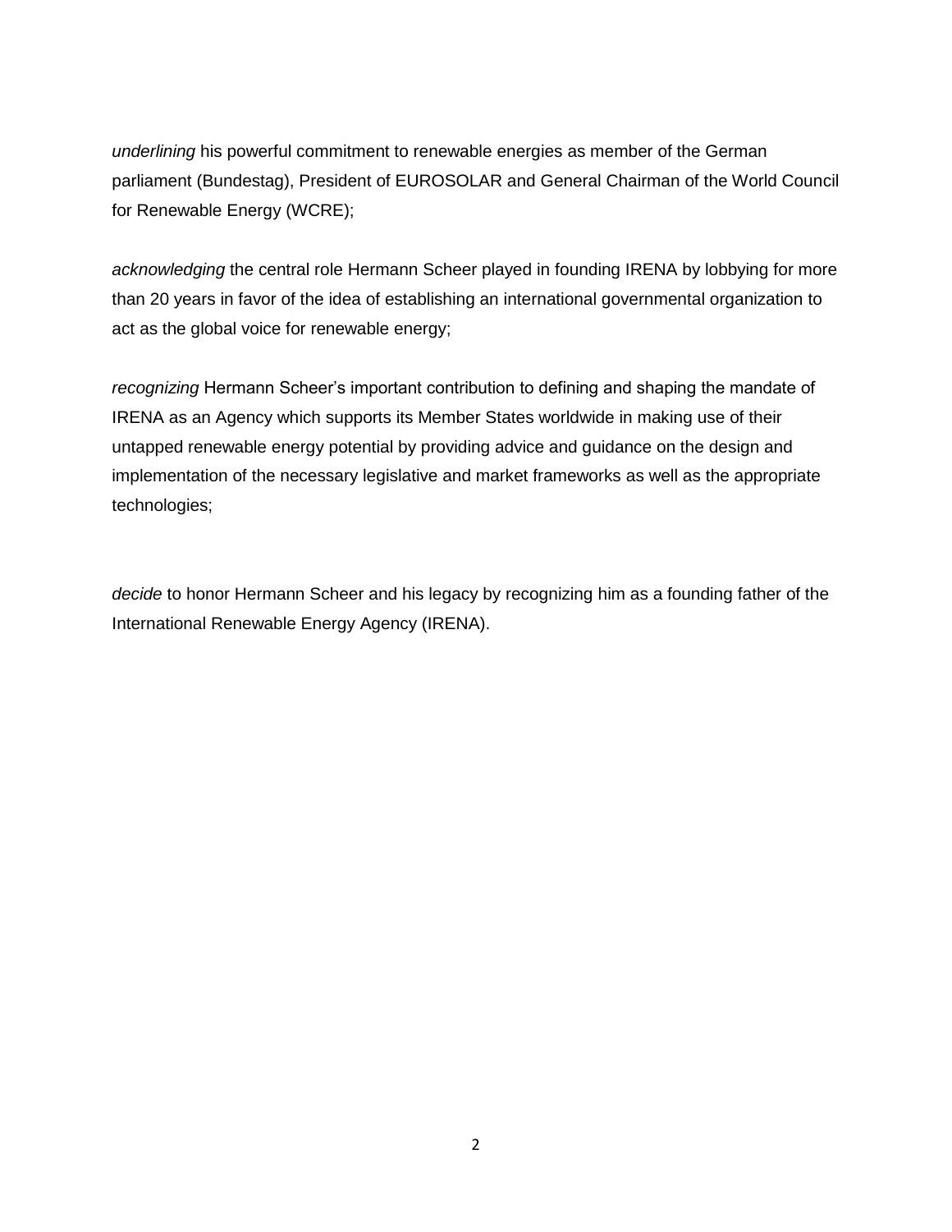*underlining* his powerful commitment to renewable energies as member of the German parliament (Bundestag), President of EUROSOLAR and General Chairman of the World Council for Renewable Energy (WCRE);

*acknowledging* the central role Hermann Scheer played in founding IRENA by lobbying for more than 20 years in favor of the idea of establishing an international governmental organization to act as the global voice for renewable energy;

*recognizing* Hermann Scheer's important contribution to defining and shaping the mandate of IRENA as an Agency which supports its Member States worldwide in making use of their untapped renewable energy potential by providing advice and guidance on the design and implementation of the necessary legislative and market frameworks as well as the appropriate technologies;

*decide* to honor Hermann Scheer and his legacy by recognizing him as a founding father of the International Renewable Energy Agency (IRENA).